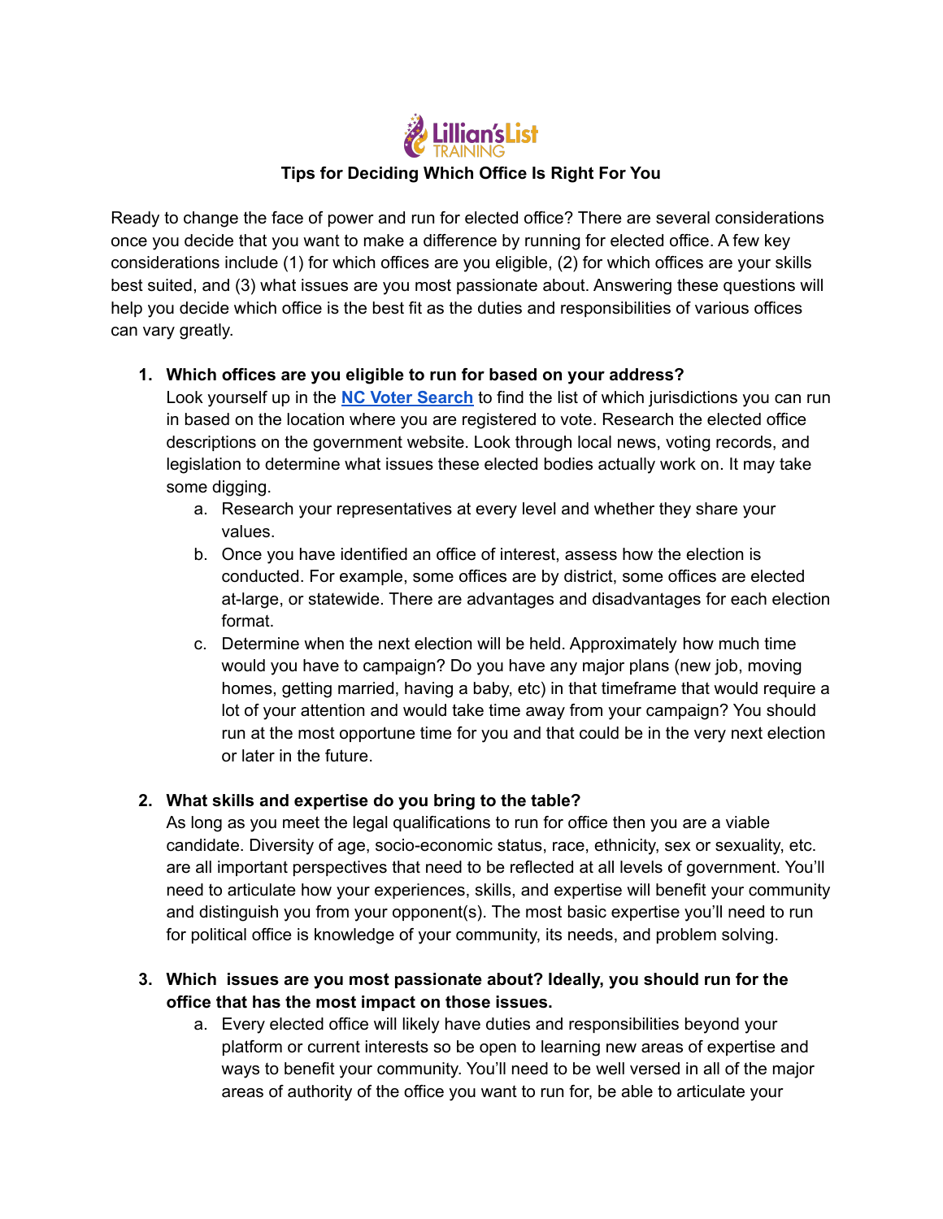Lillian's List TRAINING

## Tips for Deciding Which Office Is Right For You

Ready to change the face of power and run for elected office? There are several considerations once you decide that you want to make a difference by running for elected office. A few key considerations include (1) for which offices are you eligible, (2) for which offices are your skills best suited, and (3) what issues are you most passionate about. Answering these questions will help you decide which office is the best fit as the duties and responsibilities of various offices can vary greatly.

1. **Which offices are you eligible to run for based on your address?**
   Look yourself up in the **NC Voter Search** to find the list of which jurisdictions you can run in based on the location where you are registered to vote. Research the elected office descriptions on the government website. Look through local news, voting records, and legislation to determine what issues these elected bodies actually work on. It may take some digging.
   a. Research your representatives at every level and whether they share your values.
   b. Once you have identified an office of interest, assess how the election is conducted. For example, some offices are by district, some offices are elected at-large, or statewide. There are advantages and disadvantages for each election format.
   c. Determine when the next election will be held. Approximately how much time would you have to campaign? Do you have any major plans (new job, moving homes, getting married, having a baby, etc) in that timeframe that would require a lot of your attention and would take time away from your campaign? You should run at the most opportune time for you and that could be in the very next election or later in the future.

2. **What skills and expertise do you bring to the table?**
   As long as you meet the legal qualifications to run for office then you are a viable candidate. Diversity of age, socio-economic status, race, ethnicity, sex or sexuality, etc. are all important perspectives that need to be reflected at all levels of government. You'll need to articulate how your experiences, skills, and expertise will benefit your community and distinguish you from your opponent(s). The most basic expertise you'll need to run for political office is knowledge of your community, its needs, and problem solving.

3. **Which issues are you most passionate about? Ideally, you should run for the office that has the most impact on those issues.**
   a. Every elected office will likely have duties and responsibilities beyond your platform or current interests so be open to learning new areas of expertise and ways to benefit your community. You'll need to be well versed in all of the major areas of authority of the office you want to run for, be able to articulate your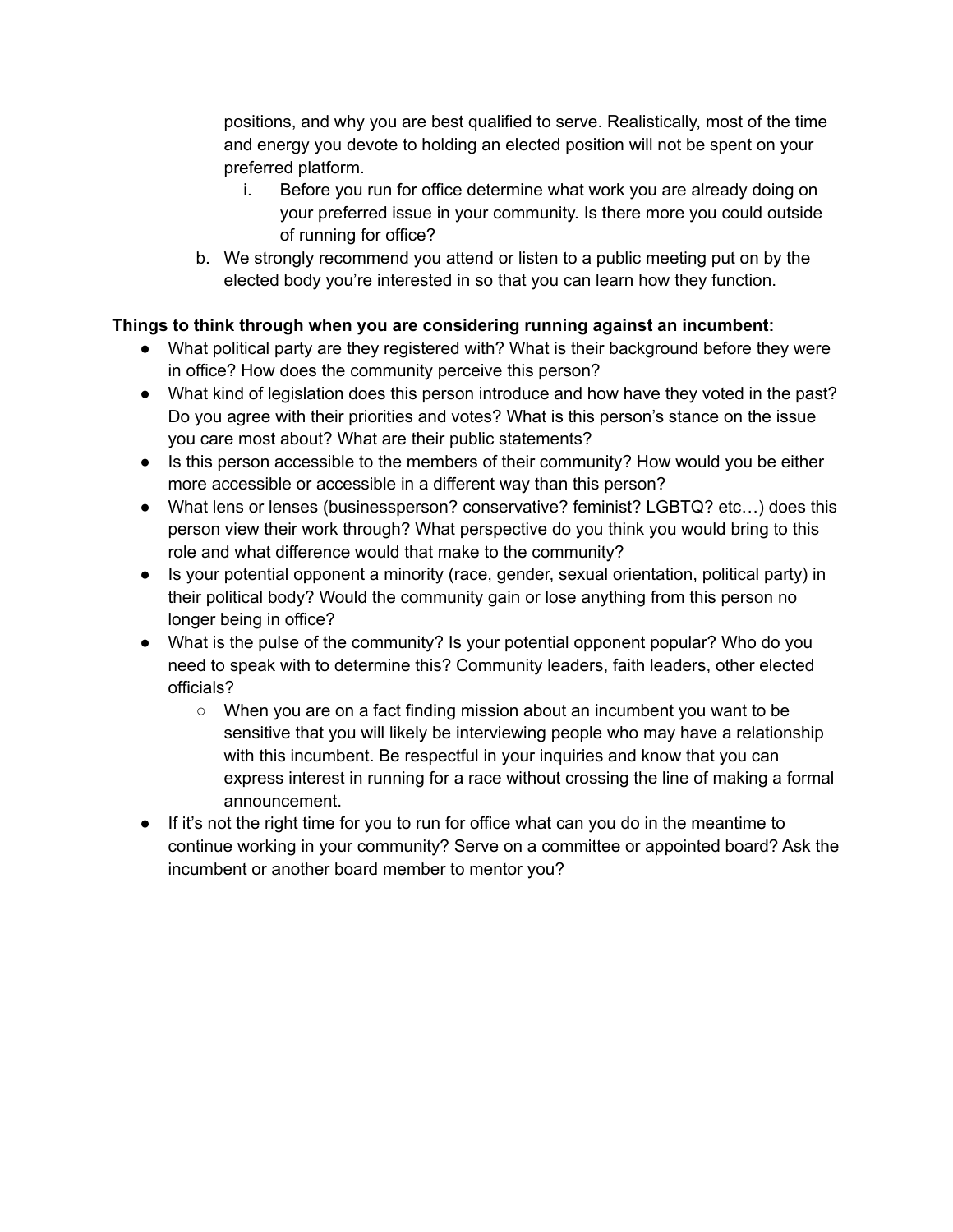positions, and why you are best qualified to serve. Realistically, most of the time and energy you devote to holding an elected position will not be spent on your preferred platform.

    i. Before you run for office determine what work you are already doing on your preferred issue in your community. Is there more you could outside of running for office?

b. We strongly recommend you attend or listen to a public meeting put on by the elected body you're interested in so that you can learn how they function.

**Things to think through when you are considering running against an incumbent:**

- What political party are they registered with? What is their background before they were in office? How does the community perceive this person?
- What kind of legislation does this person introduce and how have they voted in the past? Do you agree with their priorities and votes? What is this person's stance on the issue you care most about? What are their public statements?
- Is this person accessible to the members of their community? How would you be either more accessible or accessible in a different way than this person?
- What lens or lenses (businessperson? conservative? feminist? LGBTQ? etc…) does this person view their work through? What perspective do you think you would bring to this role and what difference would that make to the community?
- Is your potential opponent a minority (race, gender, sexual orientation, political party) in their political body? Would the community gain or lose anything from this person no longer being in office?
- What is the pulse of the community? Is your potential opponent popular? Who do you need to speak with to determine this? Community leaders, faith leaders, other elected officials?
    - When you are on a fact finding mission about an incumbent you want to be sensitive that you will likely be interviewing people who may have a relationship with this incumbent. Be respectful in your inquiries and know that you can express interest in running for a race without crossing the line of making a formal announcement.
- If it's not the right time for you to run for office what can you do in the meantime to continue working in your community? Serve on a committee or appointed board? Ask the incumbent or another board member to mentor you?